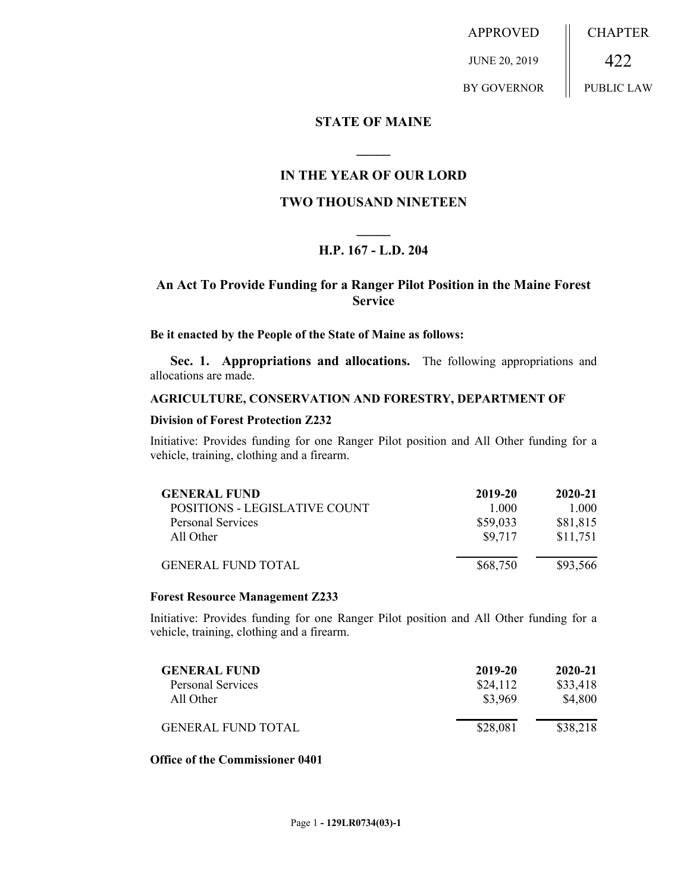| APPROVED | CHAPTER |
| --- | --- |
| JUNE 20, 2019 | 422 |
| BY GOVERNOR | PUBLIC LAW |

## STATE OF MAINE

### IN THE YEAR OF OUR LORD

### TWO THOUSAND NINETEEN

### H.P. 167 - L.D. 204

### An Act To Provide Funding for a Ranger Pilot Position in the Maine Forest Service

**Be it enacted by the People of the State of Maine as follows:**

**Sec. 1. Appropriations and allocations.** The following appropriations and allocations are made.

**AGRICULTURE, CONSERVATION AND FORESTRY, DEPARTMENT OF**

**Division of Forest Protection Z232**

Initiative: Provides funding for one Ranger Pilot position and All Other funding for a vehicle, training, clothing and a firearm.

| GENERAL FUND | 2019-20 | 2020-21 |
| --- | --- | --- |
| POSITIONS - LEGISLATIVE COUNT | 1.000 | 1.000 |
| Personal Services | $59,033 | $81,815 |
| All Other | $9,717 | $11,751 |
| GENERAL FUND TOTAL | $68,750 | $93,566 |

**Forest Resource Management Z233**

Initiative: Provides funding for one Ranger Pilot position and All Other funding for a vehicle, training, clothing and a firearm.

| GENERAL FUND | 2019-20 | 2020-21 |
| --- | --- | --- |
| Personal Services | $24,112 | $33,418 |
| All Other | $3,969 | $4,800 |
| GENERAL FUND TOTAL | $28,081 | $38,218 |

**Office of the Commissioner 0401**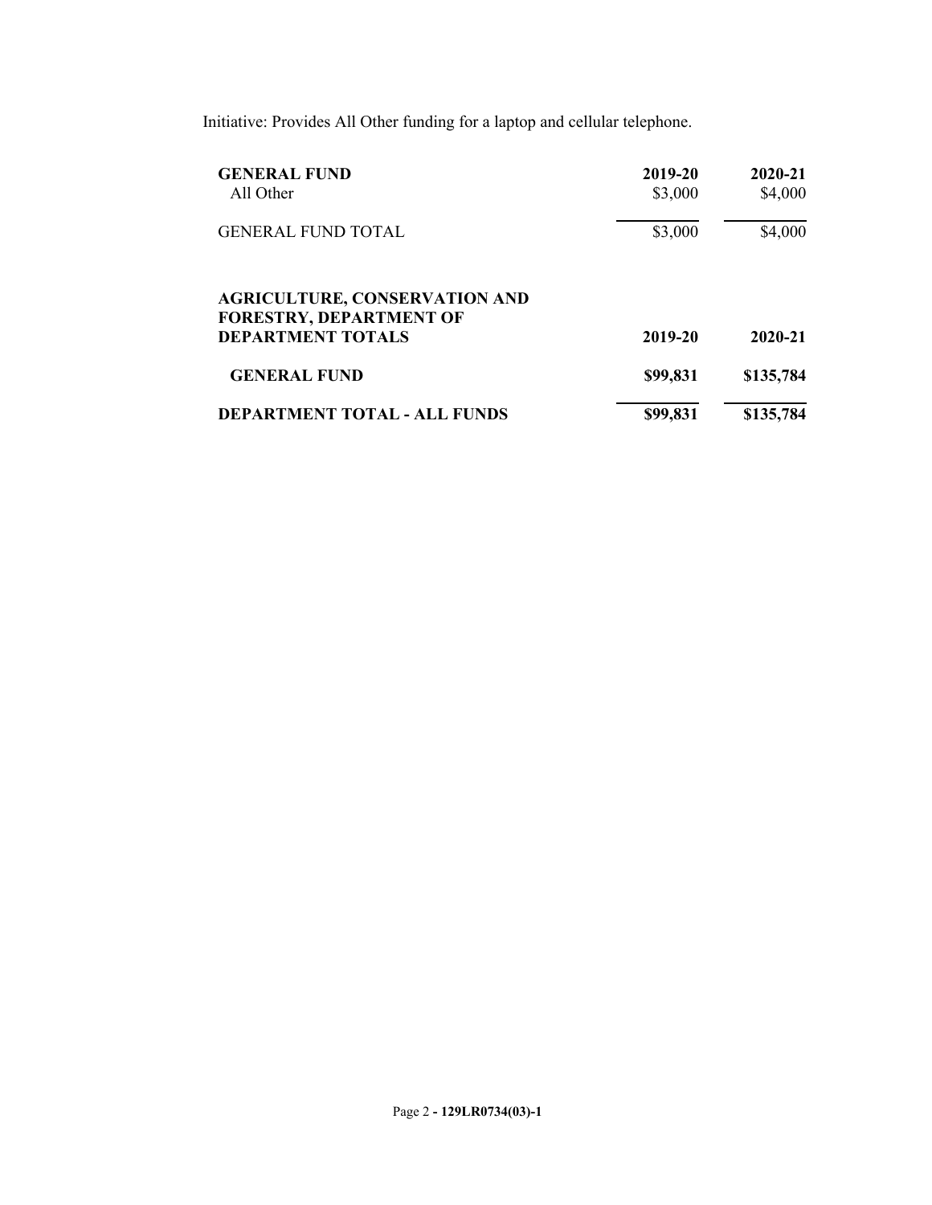Initiative: Provides All Other funding for a laptop and cellular telephone.

| GENERAL FUND | 2019-20 | 2020-21 |
|---|---|---|
| All Other | $3,000 | $4,000 |
| GENERAL FUND TOTAL | $3,000 | $4,000 |

| AGRICULTURE, CONSERVATION AND FORESTRY, DEPARTMENT OF DEPARTMENT TOTALS | 2019-20 | 2020-21 |
|---|---|---|
| **GENERAL FUND** | **$99,831** | **$135,784** |
| **DEPARTMENT TOTAL - ALL FUNDS** | **$99,831** | **$135,784** |